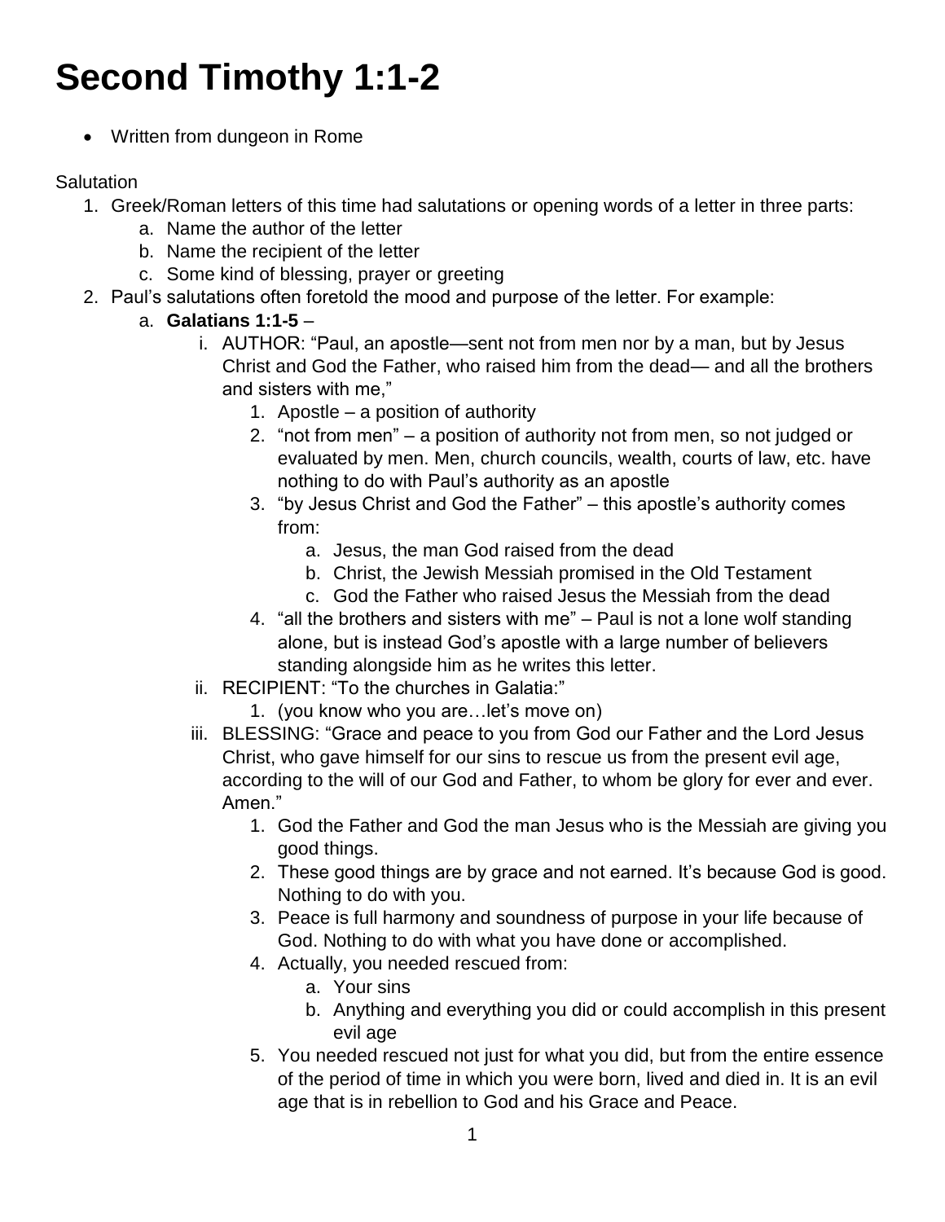# Second Timothy 1:1-2

- Written from dungeon in Rome

Salutation

1. Greek/Roman letters of this time had salutations or opening words of a letter in three parts:
    a. Name the author of the letter
    b. Name the recipient of the letter
    c. Some kind of blessing, prayer or greeting
2. Paul's salutations often foretold the mood and purpose of the letter. For example:
    a. **Galatians 1:1-5** –
        i. AUTHOR: "Paul, an apostle—sent not from men nor by a man, but by Jesus Christ and God the Father, who raised him from the dead— and all the brothers and sisters with me,"
            1. Apostle – a position of authority
            2. "not from men" – a position of authority not from men, so not judged or evaluated by men. Men, church councils, wealth, courts of law, etc. have nothing to do with Paul's authority as an apostle
            3. "by Jesus Christ and God the Father" – this apostle's authority comes from:
                a. Jesus, the man God raised from the dead
                b. Christ, the Jewish Messiah promised in the Old Testament
                c. God the Father who raised Jesus the Messiah from the dead
            4. "all the brothers and sisters with me" – Paul is not a lone wolf standing alone, but is instead God's apostle with a large number of believers standing alongside him as he writes this letter.
        ii. RECIPIENT: "To the churches in Galatia:"
            1. (you know who you are…let's move on)
        iii. BLESSING: "Grace and peace to you from God our Father and the Lord Jesus Christ, who gave himself for our sins to rescue us from the present evil age, according to the will of our God and Father, to whom be glory for ever and ever. Amen."
            1. God the Father and God the man Jesus who is the Messiah are giving you good things.
            2. These good things are by grace and not earned. It's because God is good. Nothing to do with you.
            3. Peace is full harmony and soundness of purpose in your life because of God. Nothing to do with what you have done or accomplished.
            4. Actually, you needed rescued from:
                a. Your sins
                b. Anything and everything you did or could accomplish in this present evil age
            5. You needed rescued not just for what you did, but from the entire essence of the period of time in which you were born, lived and died in. It is an evil age that is in rebellion to God and his Grace and Peace.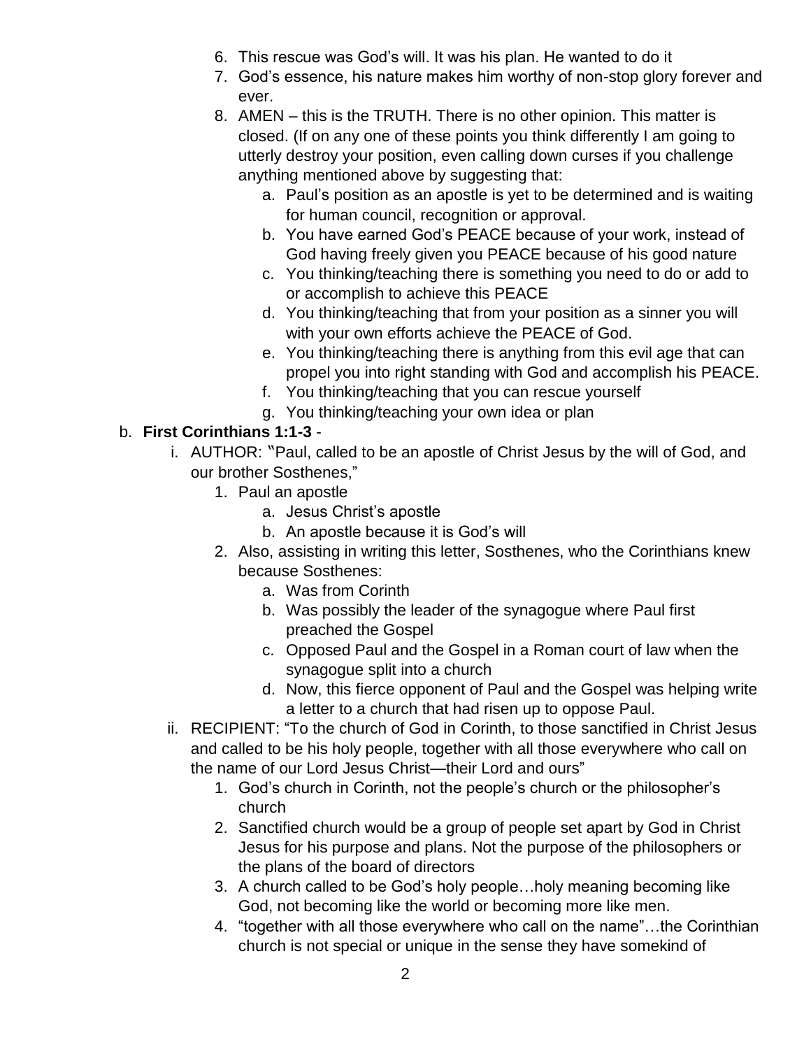6. This rescue was God's will. It was his plan. He wanted to do it
7. God's essence, his nature makes him worthy of non-stop glory forever and ever.
8. AMEN – this is the TRUTH. There is no other opinion. This matter is closed. (If on any one of these points you think differently I am going to utterly destroy your position, even calling down curses if you challenge anything mentioned above by suggesting that:
   a. Paul's position as an apostle is yet to be determined and is waiting for human council, recognition or approval.
   b. You have earned God's PEACE because of your work, instead of God having freely given you PEACE because of his good nature
   c. You thinking/teaching there is something you need to do or add to or accomplish to achieve this PEACE
   d. You thinking/teaching that from your position as a sinner you will with your own efforts achieve the PEACE of God.
   e. You thinking/teaching there is anything from this evil age that can propel you into right standing with God and accomplish his PEACE.
   f. You thinking/teaching that you can rescue yourself
   g. You thinking/teaching your own idea or plan

b. **First Corinthians 1:1-3** -
   i. AUTHOR: "Paul, called to be an apostle of Christ Jesus by the will of God, and our brother Sosthenes,"
      1. Paul an apostle
         a. Jesus Christ's apostle
         b. An apostle because it is God's will
      2. Also, assisting in writing this letter, Sosthenes, who the Corinthians knew because Sosthenes:
         a. Was from Corinth
         b. Was possibly the leader of the synagogue where Paul first preached the Gospel
         c. Opposed Paul and the Gospel in a Roman court of law when the synagogue split into a church
         d. Now, this fierce opponent of Paul and the Gospel was helping write a letter to a church that had risen up to oppose Paul.
   ii. RECIPIENT: "To the church of God in Corinth, to those sanctified in Christ Jesus and called to be his holy people, together with all those everywhere who call on the name of our Lord Jesus Christ—their Lord and ours"
      1. God's church in Corinth, not the people's church or the philosopher's church
      2. Sanctified church would be a group of people set apart by God in Christ Jesus for his purpose and plans. Not the purpose of the philosophers or the plans of the board of directors
      3. A church called to be God's holy people…holy meaning becoming like God, not becoming like the world or becoming more like men.
      4. "together with all those everywhere who call on the name"…the Corinthian church is not special or unique in the sense they have somekind of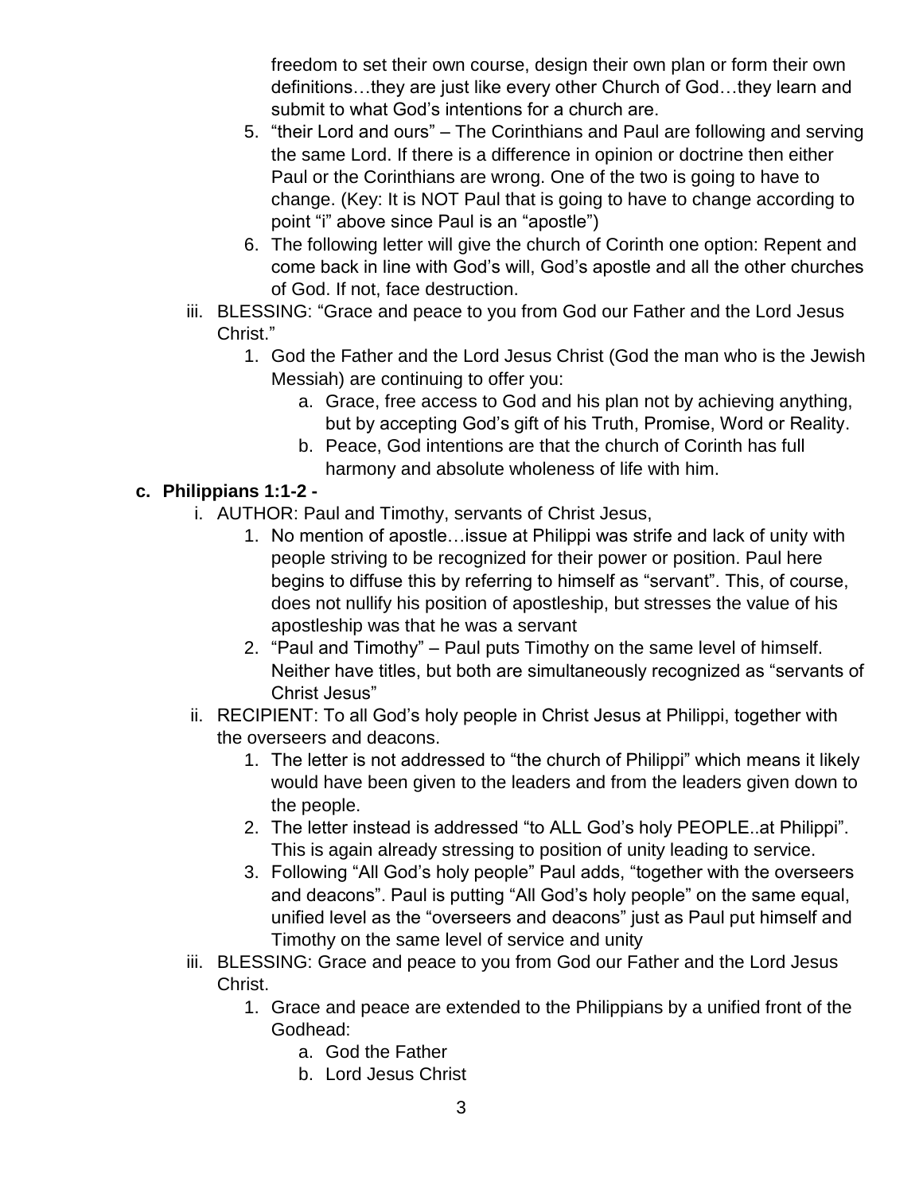freedom to set their own course, design their own plan or form their own definitions…they are just like every other Church of God…they learn and submit to what God's intentions for a church are.

5. "their Lord and ours" – The Corinthians and Paul are following and serving the same Lord. If there is a difference in opinion or doctrine then either Paul or the Corinthians are wrong. One of the two is going to have to change. (Key: It is NOT Paul that is going to have to change according to point "i" above since Paul is an "apostle")
6. The following letter will give the church of Corinth one option: Repent and come back in line with God's will, God's apostle and all the other churches of God. If not, face destruction.

iii. BLESSING: "Grace and peace to you from God our Father and the Lord Jesus Christ."

1. God the Father and the Lord Jesus Christ (God the man who is the Jewish Messiah) are continuing to offer you:
   a. Grace, free access to God and his plan not by achieving anything, but by accepting God's gift of his Truth, Promise, Word or Reality.
   b. Peace, God intentions are that the church of Corinth has full harmony and absolute wholeness of life with him.

**c. Philippians 1:1-2 -**

i. AUTHOR: Paul and Timothy, servants of Christ Jesus,

1. No mention of apostle…issue at Philippi was strife and lack of unity with people striving to be recognized for their power or position. Paul here begins to diffuse this by referring to himself as "servant". This, of course, does not nullify his position of apostleship, but stresses the value of his apostleship was that he was a servant
2. "Paul and Timothy" – Paul puts Timothy on the same level of himself. Neither have titles, but both are simultaneously recognized as "servants of Christ Jesus"

ii. RECIPIENT: To all God's holy people in Christ Jesus at Philippi, together with the overseers and deacons.

1. The letter is not addressed to "the church of Philippi" which means it likely would have been given to the leaders and from the leaders given down to the people.
2. The letter instead is addressed "to ALL God's holy PEOPLE..at Philippi". This is again already stressing to position of unity leading to service.
3. Following "All God's holy people" Paul adds, "together with the overseers and deacons". Paul is putting "All God's holy people" on the same equal, unified level as the "overseers and deacons" just as Paul put himself and Timothy on the same level of service and unity

iii. BLESSING: Grace and peace to you from God our Father and the Lord Jesus Christ.

1. Grace and peace are extended to the Philippians by a unified front of the Godhead:
   a. God the Father
   b. Lord Jesus Christ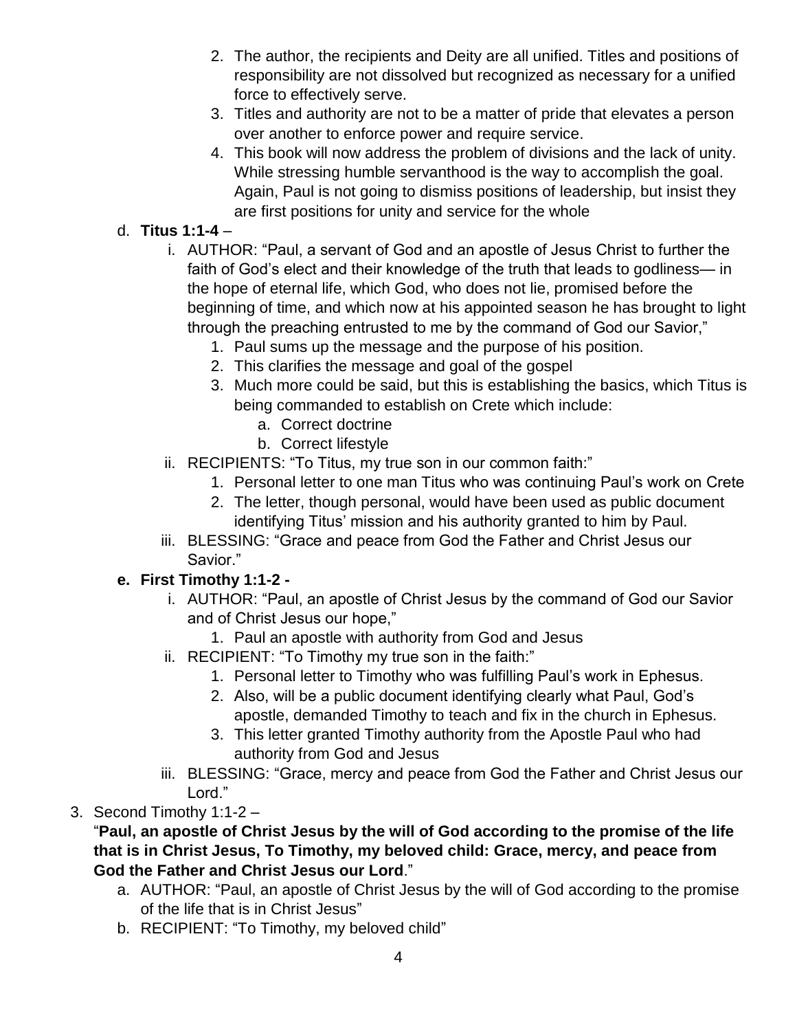2. The author, the recipients and Deity are all unified. Titles and positions of responsibility are not dissolved but recognized as necessary for a unified force to effectively serve.
3. Titles and authority are not to be a matter of pride that elevates a person over another to enforce power and require service.
4. This book will now address the problem of divisions and the lack of unity. While stressing humble servanthood is the way to accomplish the goal. Again, Paul is not going to dismiss positions of leadership, but insist they are first positions for unity and service for the whole

d. **Titus 1:1-4** –

i. AUTHOR: "Paul, a servant of God and an apostle of Jesus Christ to further the faith of God's elect and their knowledge of the truth that leads to godliness— in the hope of eternal life, which God, who does not lie, promised before the beginning of time, and which now at his appointed season he has brought to light through the preaching entrusted to me by the command of God our Savior,"

1. Paul sums up the message and the purpose of his position.
2. This clarifies the message and goal of the gospel
3. Much more could be said, but this is establishing the basics, which Titus is being commanded to establish on Crete which include:
   a. Correct doctrine
   b. Correct lifestyle

ii. RECIPIENTS: "To Titus, my true son in our common faith:"

1. Personal letter to one man Titus who was continuing Paul's work on Crete
2. The letter, though personal, would have been used as public document identifying Titus' mission and his authority granted to him by Paul.

iii. BLESSING: "Grace and peace from God the Father and Christ Jesus our Savior."

**e. First Timothy 1:1-2 -**

i. AUTHOR: "Paul, an apostle of Christ Jesus by the command of God our Savior and of Christ Jesus our hope,"

1. Paul an apostle with authority from God and Jesus

ii. RECIPIENT: "To Timothy my true son in the faith:"

1. Personal letter to Timothy who was fulfilling Paul's work in Ephesus.
2. Also, will be a public document identifying clearly what Paul, God's apostle, demanded Timothy to teach and fix in the church in Ephesus.
3. This letter granted Timothy authority from the Apostle Paul who had authority from God and Jesus

iii. BLESSING: "Grace, mercy and peace from God the Father and Christ Jesus our Lord."

3. Second Timothy 1:1-2 –
"**Paul, an apostle of Christ Jesus by the will of God according to the promise of the life that is in Christ Jesus, To Timothy, my beloved child: Grace, mercy, and peace from God the Father and Christ Jesus our Lord**."

a. AUTHOR: "Paul, an apostle of Christ Jesus by the will of God according to the promise of the life that is in Christ Jesus"

b. RECIPIENT: "To Timothy, my beloved child"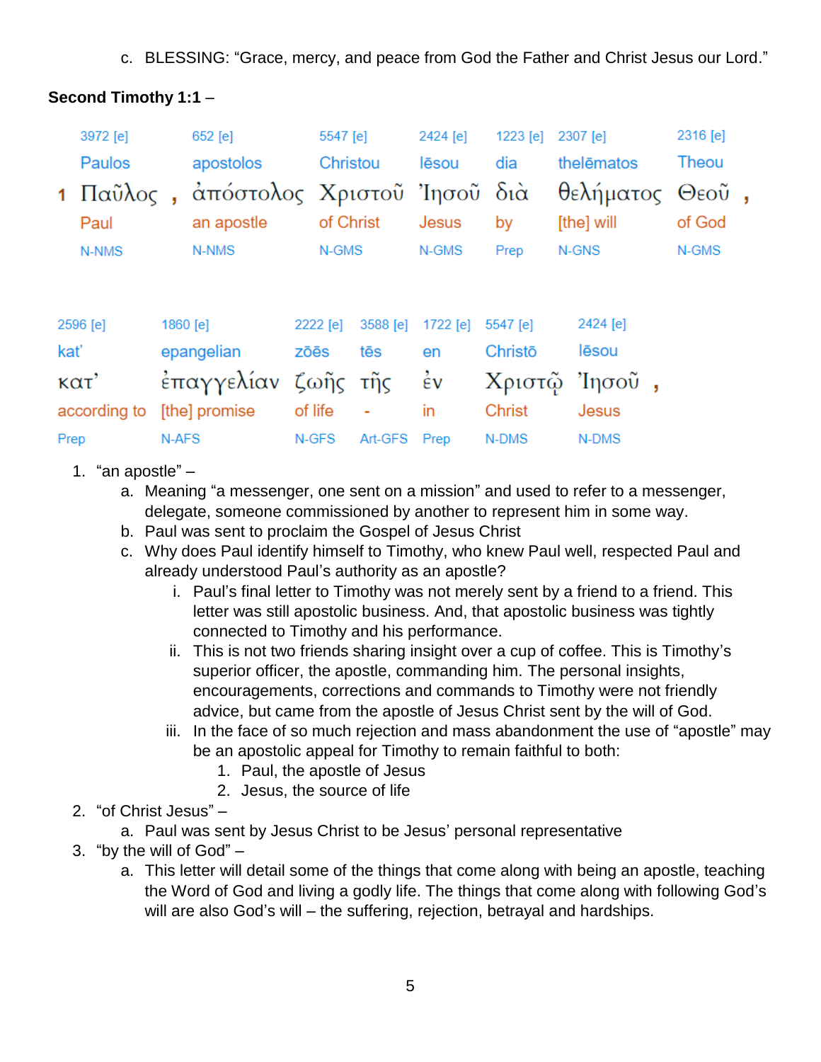c. BLESSING: "Grace, mercy, and peace from God the Father and Christ Jesus our Lord."

**Second Timothy 1:1** –

| | | | | | | | | |
|---|---|---|---|---|---|---|---|---|
| | 3972 [e] | | 652 [e] | 5547 [e] | 2424 [e] | 1223 [e] | 2307 [e] | 2316 [e] |
| | Paulos | | apostolos | Christou | Iēsou | dia | thelēmatos | Theou |
| 1 | Παῦλος | , | ἀπόστολος | Χριστοῦ | Ἰησοῦ | διὰ | θελήματος | Θεοῦ , |
| | Paul | | an apostle | of Christ | Jesus | by | [the] will | of God |
| | N-NMS | | N-NMS | N-GMS | N-GMS | Prep | N-GNS | N-GMS |

| | | | | | | |
|---|---|---|---|---|---|---|
| 2596 [e] | 1860 [e] | 2222 [e] | 3588 [e] | 1722 [e] | 5547 [e] | 2424 [e] |
| kat' | epangelian | zōēs | tēs | en | Christō | Iēsou |
| κατ' | ἐπαγγελίαν | ζωῆς | τῆς | ἐν | Χριστῷ | Ἰησοῦ , |
| according to | [the] promise | of life | - | in | Christ | Jesus |
| Prep | N-AFS | N-GFS | Art-GFS | Prep | N-DMS | N-DMS |

1. "an apostle" –
   a. Meaning "a messenger, one sent on a mission" and used to refer to a messenger, delegate, someone commissioned by another to represent him in some way.
   b. Paul was sent to proclaim the Gospel of Jesus Christ
   c. Why does Paul identify himself to Timothy, who knew Paul well, respected Paul and already understood Paul's authority as an apostle?
      i. Paul's final letter to Timothy was not merely sent by a friend to a friend. This letter was still apostolic business. And, that apostolic business was tightly connected to Timothy and his performance.
      ii. This is not two friends sharing insight over a cup of coffee. This is Timothy's superior officer, the apostle, commanding him. The personal insights, encouragements, corrections and commands to Timothy were not friendly advice, but came from the apostle of Jesus Christ sent by the will of God.
      iii. In the face of so much rejection and mass abandonment the use of "apostle" may be an apostolic appeal for Timothy to remain faithful to both:
         1. Paul, the apostle of Jesus
         2. Jesus, the source of life
2. "of Christ Jesus" –
   a. Paul was sent by Jesus Christ to be Jesus' personal representative
3. "by the will of God" –
   a. This letter will detail some of the things that come along with being an apostle, teaching the Word of God and living a godly life. The things that come along with following God's will are also God's will – the suffering, rejection, betrayal and hardships.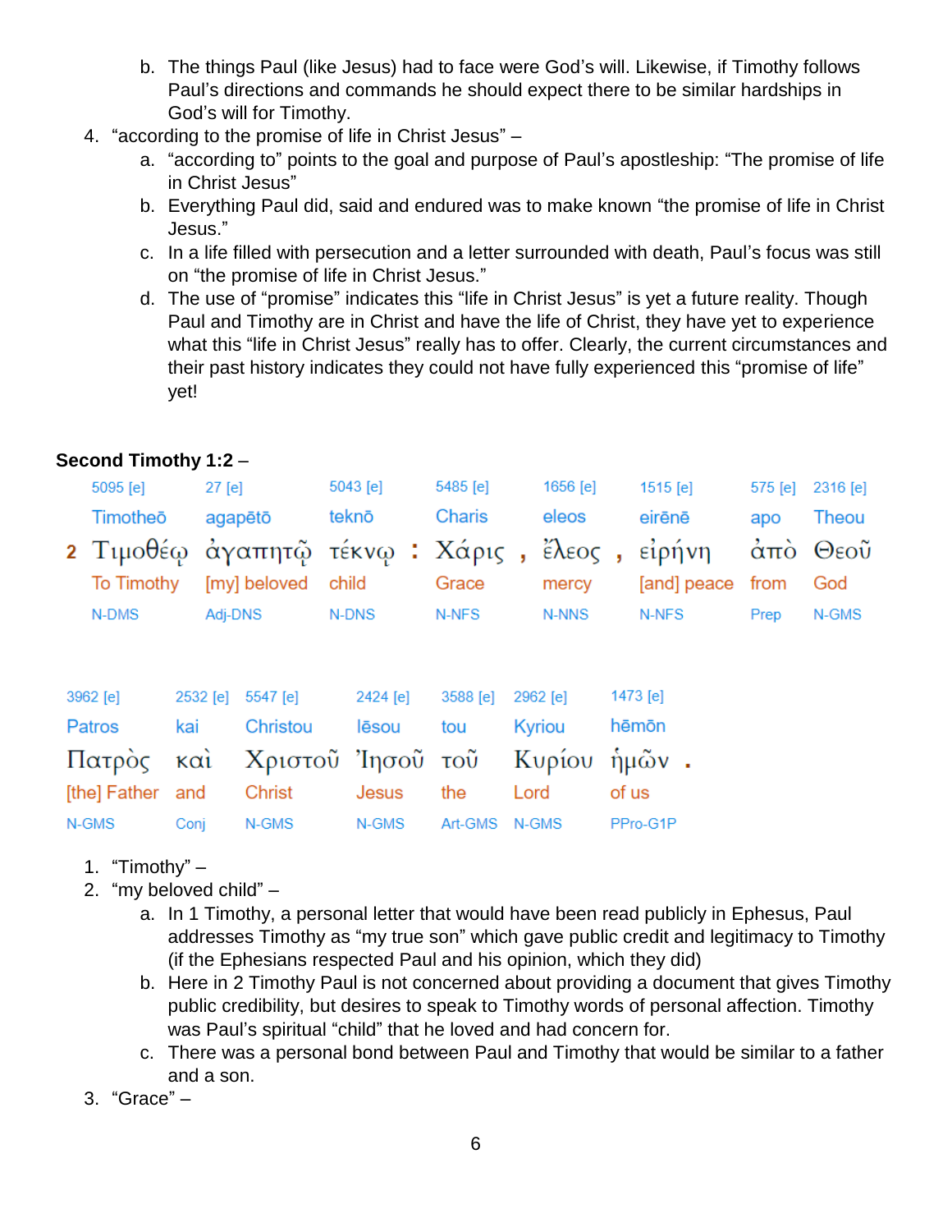b. The things Paul (like Jesus) had to face were God's will. Likewise, if Timothy follows Paul's directions and commands he should expect there to be similar hardships in God's will for Timothy.

4. "according to the promise of life in Christ Jesus" –
   a. "according to" points to the goal and purpose of Paul's apostleship: "The promise of life in Christ Jesus"
   b. Everything Paul did, said and endured was to make known "the promise of life in Christ Jesus."
   c. In a life filled with persecution and a letter surrounded with death, Paul's focus was still on "the promise of life in Christ Jesus."
   d. The use of "promise" indicates this "life in Christ Jesus" is yet a future reality. Though Paul and Timothy are in Christ and have the life of Christ, they have yet to experience what this "life in Christ Jesus" really has to offer. Clearly, the current circumstances and their past history indicates they could not have fully experienced this "promise of life" yet!

**Second Timothy 1:2** –

| | | | | | | | | |
|---|---|---|---|---|---|---|---|---|
| | 5095 [e] | 27 [e] | 5043 [e] | 5485 [e] | 1656 [e] | 1515 [e] | 575 [e] | 2316 [e] |
| | Timotheō | agapētō | teknō | Charis | eleos | eirēnē | apo | Theou |
| 2 | Τιμοθέῳ | ἀγαπητῷ | τέκνῳ : | Χάρις , | ἔλεος , | εἰρήνη | ἀπὸ | Θεοῦ |
| | To Timothy | [my] beloved | child | Grace | mercy | [and] peace | from | God |
| | N-DMS | Adj-DNS | N-DNS | N-NFS | N-NNS | N-NFS | Prep | N-GMS |

| | | | | | | |
|---|---|---|---|---|---|---|
| 3962 [e] | 2532 [e] | 5547 [e] | 2424 [e] | 3588 [e] | 2962 [e] | 1473 [e] |
| Patros | kai | Christou | Iēsou | tou | Kyriou | hēmōn |
| Πατρὸς | καὶ | Χριστοῦ | Ἰησοῦ | τοῦ | Κυρίου | ἡμῶν . |
| [the] Father | and | Christ | Jesus | the | Lord | of us |
| N-GMS | Conj | N-GMS | N-GMS | Art-GMS | N-GMS | PPro-G1P |

1. "Timothy" –
2. "my beloved child" –
   a. In 1 Timothy, a personal letter that would have been read publicly in Ephesus, Paul addresses Timothy as "my true son" which gave public credit and legitimacy to Timothy (if the Ephesians respected Paul and his opinion, which they did)
   b. Here in 2 Timothy Paul is not concerned about providing a document that gives Timothy public credibility, but desires to speak to Timothy words of personal affection. Timothy was Paul's spiritual "child" that he loved and had concern for.
   c. There was a personal bond between Paul and Timothy that would be similar to a father and a son.
3. "Grace" –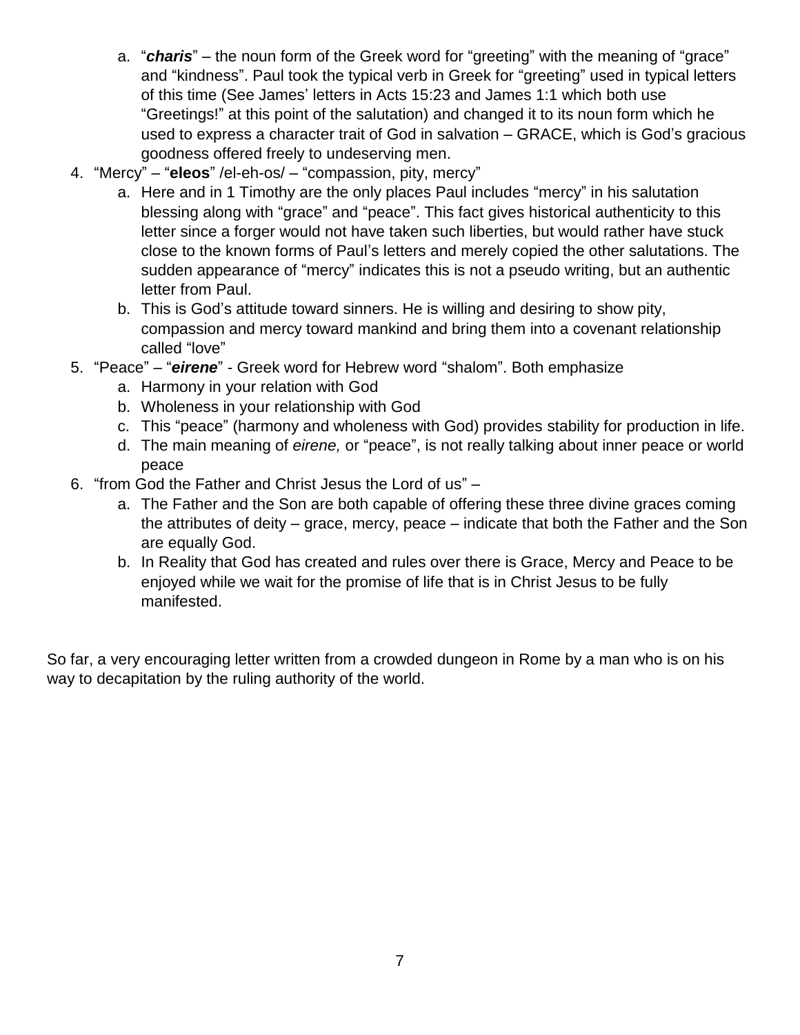a. "***charis***" – the noun form of the Greek word for "greeting" with the meaning of "grace" and "kindness". Paul took the typical verb in Greek for "greeting" used in typical letters of this time (See James' letters in Acts 15:23 and James 1:1 which both use "Greetings!" at this point of the salutation) and changed it to its noun form which he used to express a character trait of God in salvation – GRACE, which is God's gracious goodness offered freely to undeserving men.

4. "Mercy" – "**eleos**" /el-eh-os/ – "compassion, pity, mercy"
   a. Here and in 1 Timothy are the only places Paul includes "mercy" in his salutation blessing along with "grace" and "peace". This fact gives historical authenticity to this letter since a forger would not have taken such liberties, but would rather have stuck close to the known forms of Paul's letters and merely copied the other salutations. The sudden appearance of "mercy" indicates this is not a pseudo writing, but an authentic letter from Paul.
   b. This is God's attitude toward sinners. He is willing and desiring to show pity, compassion and mercy toward mankind and bring them into a covenant relationship called "love"
5. "Peace" – "***eirene***" - Greek word for Hebrew word "shalom". Both emphasize
   a. Harmony in your relation with God
   b. Wholeness in your relationship with God
   c. This "peace" (harmony and wholeness with God) provides stability for production in life.
   d. The main meaning of *eirene,* or "peace", is not really talking about inner peace or world peace
6. "from God the Father and Christ Jesus the Lord of us" –
   a. The Father and the Son are both capable of offering these three divine graces coming the attributes of deity – grace, mercy, peace – indicate that both the Father and the Son are equally God.
   b. In Reality that God has created and rules over there is Grace, Mercy and Peace to be enjoyed while we wait for the promise of life that is in Christ Jesus to be fully manifested.

So far, a very encouraging letter written from a crowded dungeon in Rome by a man who is on his way to decapitation by the ruling authority of the world.